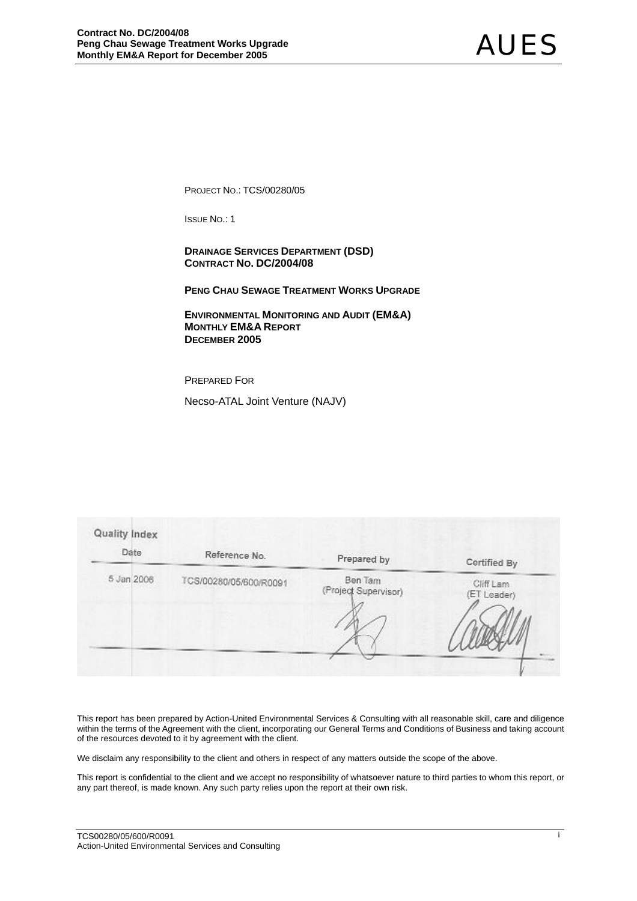PROJECT NO.: TCS/00280/05

ISSUE NO.: 1

**DRAINAGE SERVICES DEPARTMENT (DSD)**
**CONTRACT NO. DC/2004/08**

**PENG CHAU SEWAGE TREATMENT WORKS UPGRADE**

**ENVIRONMENTAL MONITORING AND AUDIT (EM&A)**
**MONTHLY EM&A REPORT**
**DECEMBER 2005**

PREPARED FOR

Necso-ATAL Joint Venture (NAJV)

Quality Index

| Date | Reference No. | Prepared by | Certified By |
| --- | --- | --- | --- |
| 5 Jan 2006 | TCS/00280/05/600/R0091 | Ben Tam (Project Supervisor) | Cliff Lam (ET Leader) |

This report has been prepared by Action-United Environmental Services & Consulting with all reasonable skill, care and diligence within the terms of the Agreement with the client, incorporating our General Terms and Conditions of Business and taking account of the resources devoted to it by agreement with the client.

We disclaim any responsibility to the client and others in respect of any matters outside the scope of the above.

This report is confidential to the client and we accept no responsibility of whatsoever nature to third parties to whom this report, or any part thereof, is made known. Any such party relies upon the report at their own risk.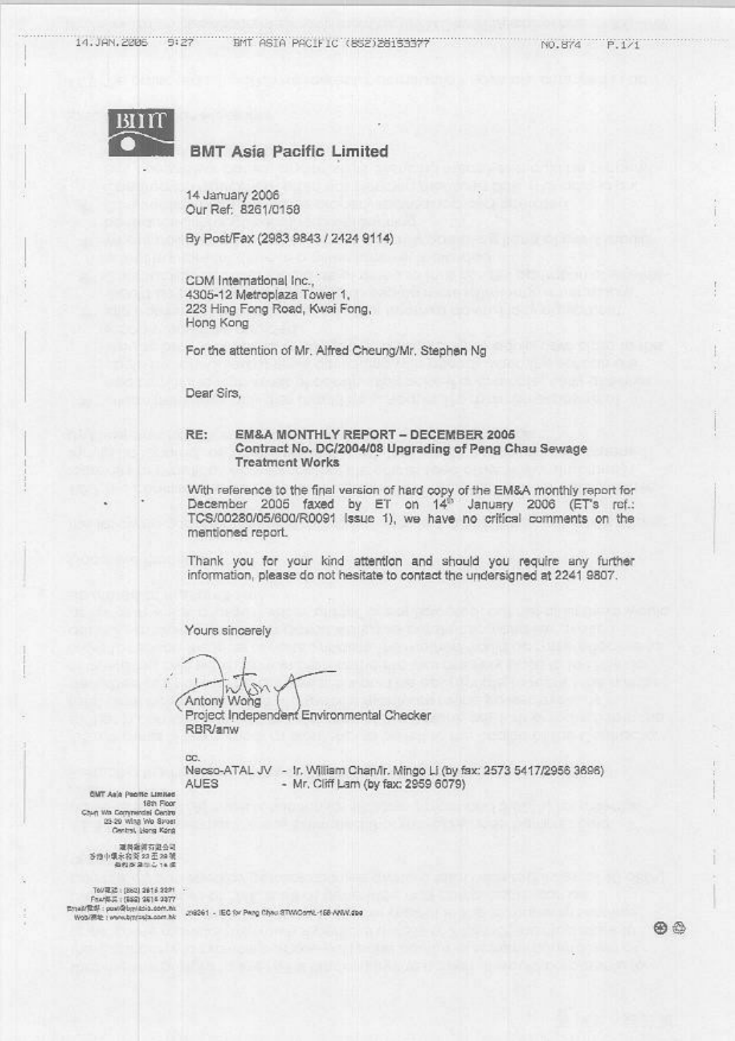14.JAN.2006 9:27 BMT ASIA PACIFIC (852)28153377 NO.874 P.1/1

**BMT Asia Pacific Limited**

14 January 2006
Our Ref: 8261/0158

By Post/Fax (2983 9843 / 2424 9114)

CDM International Inc.,
4305-12 Metroplaza Tower 1,
223 Hing Fong Road, Kwai Fong,
Hong Kong

For the attention of Mr. Alfred Cheung/Mr. Stephen Ng

Dear Sirs,

RE: **EM&A MONTHLY REPORT – DECEMBER 2005**
**Contract No. DC/2004/08 Upgrading of Peng Chau Sewage Treatment Works**

With reference to the final version of hard copy of the EM&A monthly report for December 2005 faxed by ET on 14th January 2006 (ET's ref.: TCS/00280/05/600/R0091 Issue 1), we have no critical comments on the mentioned report.

Thank you for your kind attention and should you require any further information, please do not hesitate to contact the undersigned at 2241 9807.

Yours sincerely

Antony Wong
Project Independent Environmental Checker
RBR/anw

cc.
Necso-ATAL JV - Ir. William Chan/Ir. Mingo Li (by fax: 2573 5417/2956 3696)
AUES - Mr. Cliff Lam (by fax: 2959 6079)

BMT Asia Pacific Limited
18th Floor
Chun Wo Commercial Centre
23-29 Wing Wo Street
Central, Hong Kong

Tel/電話: (852) 2815 2221
Fax/傳真: (852) 2815 3377
Email/電郵: post@bmtasia.com.hk
Web/網址: www.bmtasia.com.hk

J:\8261 - IEC for Peng Chau STW\Corr\L-158-ANW.doc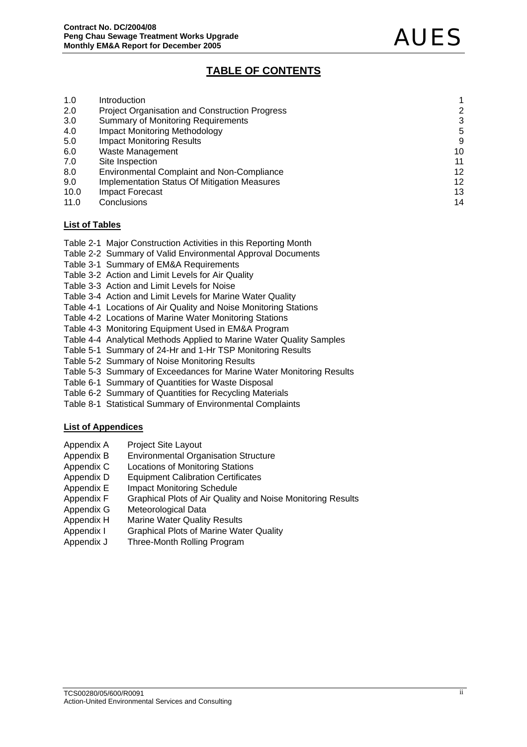# TABLE OF CONTENTS

| | | |
|---|---|---|
| 1.0 | Introduction | 1 |
| 2.0 | Project Organisation and Construction Progress | 2 |
| 3.0 | Summary of Monitoring Requirements | 3 |
| 4.0 | Impact Monitoring Methodology | 5 |
| 5.0 | Impact Monitoring Results | 9 |
| 6.0 | Waste Management | 10 |
| 7.0 | Site Inspection | 11 |
| 8.0 | Environmental Complaint and Non-Compliance | 12 |
| 9.0 | Implementation Status Of Mitigation Measures | 12 |
| 10.0 | Impact Forecast | 13 |
| 11.0 | Conclusions | 14 |

## List of Tables

Table 2-1 Major Construction Activities in this Reporting Month
Table 2-2 Summary of Valid Environmental Approval Documents
Table 3-1 Summary of EM&A Requirements
Table 3-2 Action and Limit Levels for Air Quality
Table 3-3 Action and Limit Levels for Noise
Table 3-4 Action and Limit Levels for Marine Water Quality
Table 4-1 Locations of Air Quality and Noise Monitoring Stations
Table 4-2 Locations of Marine Water Monitoring Stations
Table 4-3 Monitoring Equipment Used in EM&A Program
Table 4-4 Analytical Methods Applied to Marine Water Quality Samples
Table 5-1 Summary of 24-Hr and 1-Hr TSP Monitoring Results
Table 5-2 Summary of Noise Monitoring Results
Table 5-3 Summary of Exceedances for Marine Water Monitoring Results
Table 6-1 Summary of Quantities for Waste Disposal
Table 6-2 Summary of Quantities for Recycling Materials
Table 8-1 Statistical Summary of Environmental Complaints

## List of Appendices

| | |
|---|---|
| Appendix A | Project Site Layout |
| Appendix B | Environmental Organisation Structure |
| Appendix C | Locations of Monitoring Stations |
| Appendix D | Equipment Calibration Certificates |
| Appendix E | Impact Monitoring Schedule |
| Appendix F | Graphical Plots of Air Quality and Noise Monitoring Results |
| Appendix G | Meteorological Data |
| Appendix H | Marine Water Quality Results |
| Appendix I | Graphical Plots of Marine Water Quality |
| Appendix J | Three-Month Rolling Program |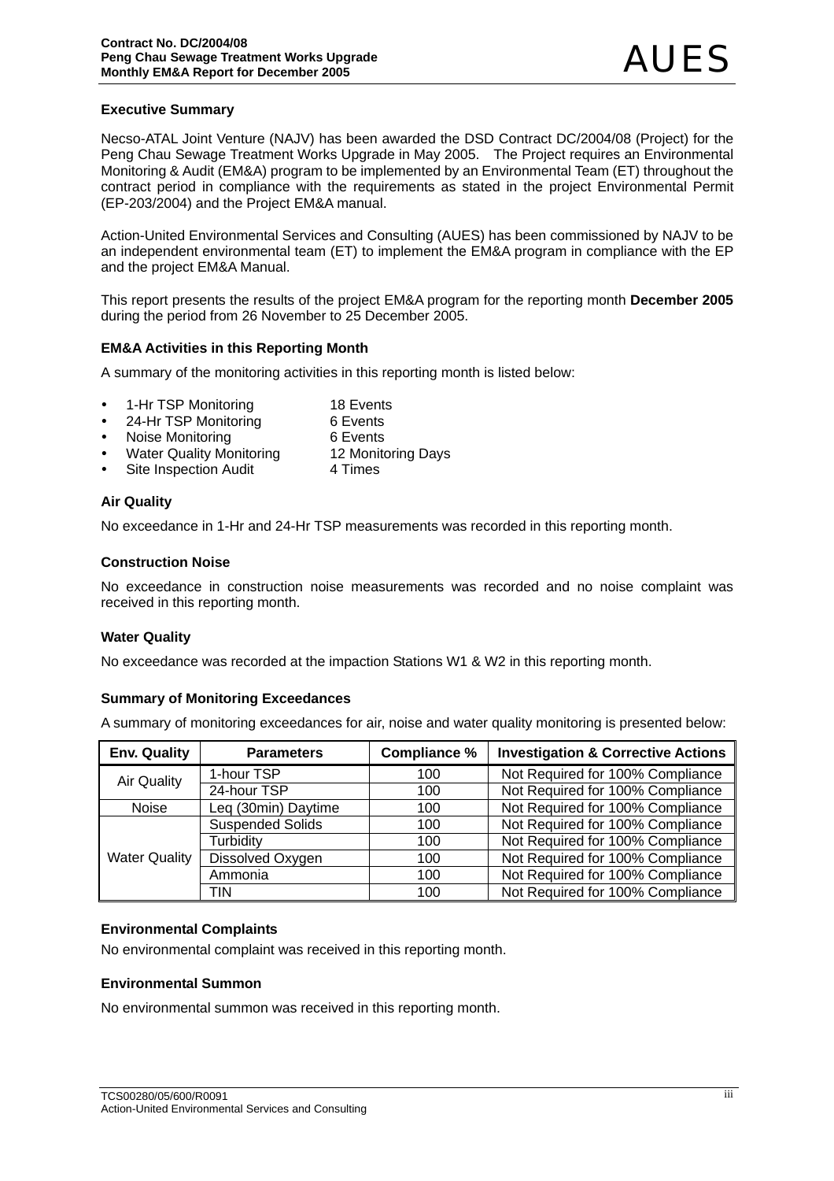## Executive Summary

Necso-ATAL Joint Venture (NAJV) has been awarded the DSD Contract DC/2004/08 (Project) for the Peng Chau Sewage Treatment Works Upgrade in May 2005. The Project requires an Environmental Monitoring & Audit (EM&A) program to be implemented by an Environmental Team (ET) throughout the contract period in compliance with the requirements as stated in the project Environmental Permit (EP-203/2004) and the Project EM&A manual.

Action-United Environmental Services and Consulting (AUES) has been commissioned by NAJV to be an independent environmental team (ET) to implement the EM&A program in compliance with the EP and the project EM&A Manual.

This report presents the results of the project EM&A program for the reporting month **December 2005** during the period from 26 November to 25 December 2005.

### EM&A Activities in this Reporting Month

A summary of the monitoring activities in this reporting month is listed below:

- 1-Hr TSP Monitoring 18 Events
- 24-Hr TSP Monitoring 6 Events
- Noise Monitoring 6 Events
- Water Quality Monitoring 12 Monitoring Days
- Site Inspection Audit 4 Times

### Air Quality

No exceedance in 1-Hr and 24-Hr TSP measurements was recorded in this reporting month.

### Construction Noise

No exceedance in construction noise measurements was recorded and no noise complaint was received in this reporting month.

### Water Quality

No exceedance was recorded at the impaction Stations W1 & W2 in this reporting month.

### Summary of Monitoring Exceedances

A summary of monitoring exceedances for air, noise and water quality monitoring is presented below:

| Env. Quality | Parameters | Compliance % | Investigation & Corrective Actions |
|---|---|---|---|
| Air Quality | 1-hour TSP | 100 | Not Required for 100% Compliance |
| | 24-hour TSP | 100 | Not Required for 100% Compliance |
| Noise | Leq (30min) Daytime | 100 | Not Required for 100% Compliance |
| Water Quality | Suspended Solids | 100 | Not Required for 100% Compliance |
| | Turbidity | 100 | Not Required for 100% Compliance |
| | Dissolved Oxygen | 100 | Not Required for 100% Compliance |
| | Ammonia | 100 | Not Required for 100% Compliance |
| | TIN | 100 | Not Required for 100% Compliance |

### Environmental Complaints

No environmental complaint was received in this reporting month.

### Environmental Summon

No environmental summon was received in this reporting month.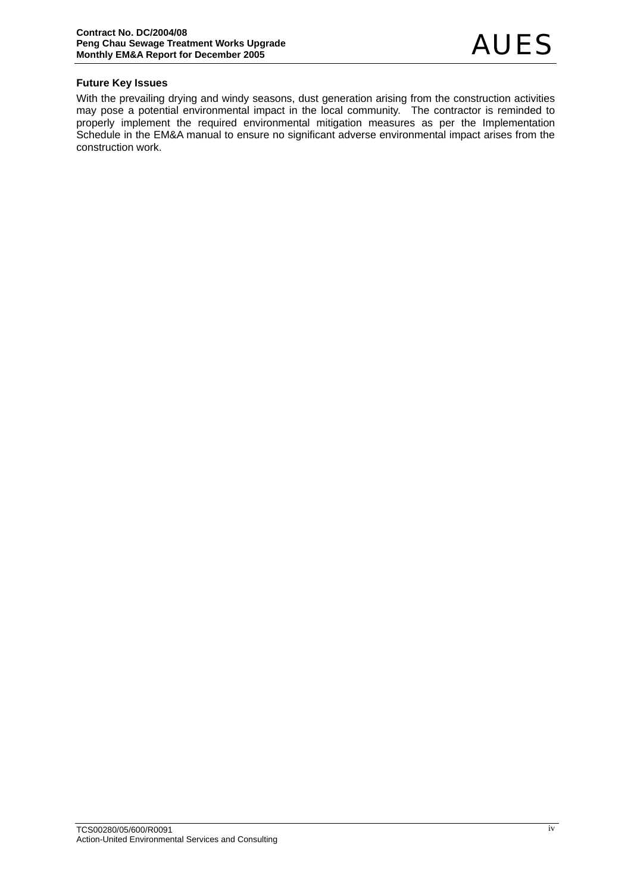**Future Key Issues**

With the prevailing drying and windy seasons, dust generation arising from the construction activities may pose a potential environmental impact in the local community. The contractor is reminded to properly implement the required environmental mitigation measures as per the Implementation Schedule in the EM&A manual to ensure no significant adverse environmental impact arises from the construction work.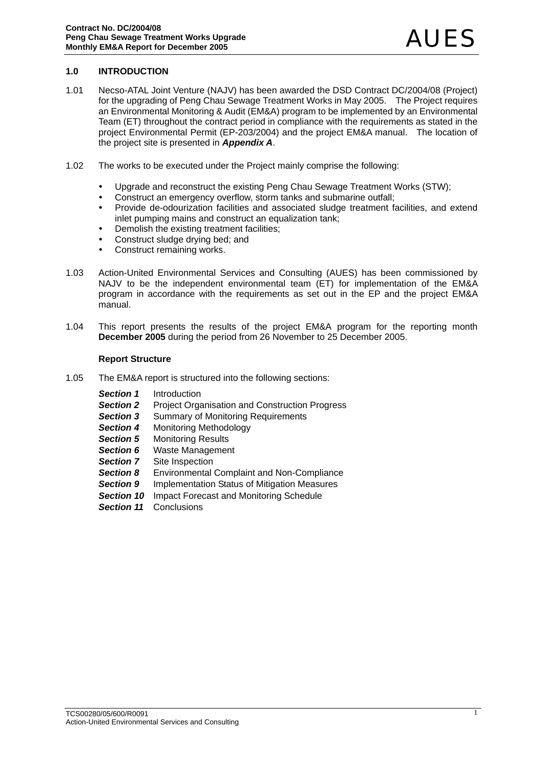## 1.0 INTRODUCTION

1.01 Necso-ATAL Joint Venture (NAJV) has been awarded the DSD Contract DC/2004/08 (Project) for the upgrading of Peng Chau Sewage Treatment Works in May 2005. The Project requires an Environmental Monitoring & Audit (EM&A) program to be implemented by an Environmental Team (ET) throughout the contract period in compliance with the requirements as stated in the project Environmental Permit (EP-203/2004) and the project EM&A manual. The location of the project site is presented in ***Appendix A***.

1.02 The works to be executed under the Project mainly comprise the following:

- Upgrade and reconstruct the existing Peng Chau Sewage Treatment Works (STW);
- Construct an emergency overflow, storm tanks and submarine outfall;
- Provide de-odourization facilities and associated sludge treatment facilities, and extend inlet pumping mains and construct an equalization tank;
- Demolish the existing treatment facilities;
- Construct sludge drying bed; and
- Construct remaining works.

1.03 Action-United Environmental Services and Consulting (AUES) has been commissioned by NAJV to be the independent environmental team (ET) for implementation of the EM&A program in accordance with the requirements as set out in the EP and the project EM&A manual.

1.04 This report presents the results of the project EM&A program for the reporting month **December 2005** during the period from 26 November to 25 December 2005.

**Report Structure**

1.05 The EM&A report is structured into the following sections:

***Section 1*** Introduction
***Section 2*** Project Organisation and Construction Progress
***Section 3*** Summary of Monitoring Requirements
***Section 4*** Monitoring Methodology
***Section 5*** Monitoring Results
***Section 6*** Waste Management
***Section 7*** Site Inspection
***Section 8*** Environmental Complaint and Non-Compliance
***Section 9*** Implementation Status of Mitigation Measures
***Section 10*** Impact Forecast and Monitoring Schedule
***Section 11*** Conclusions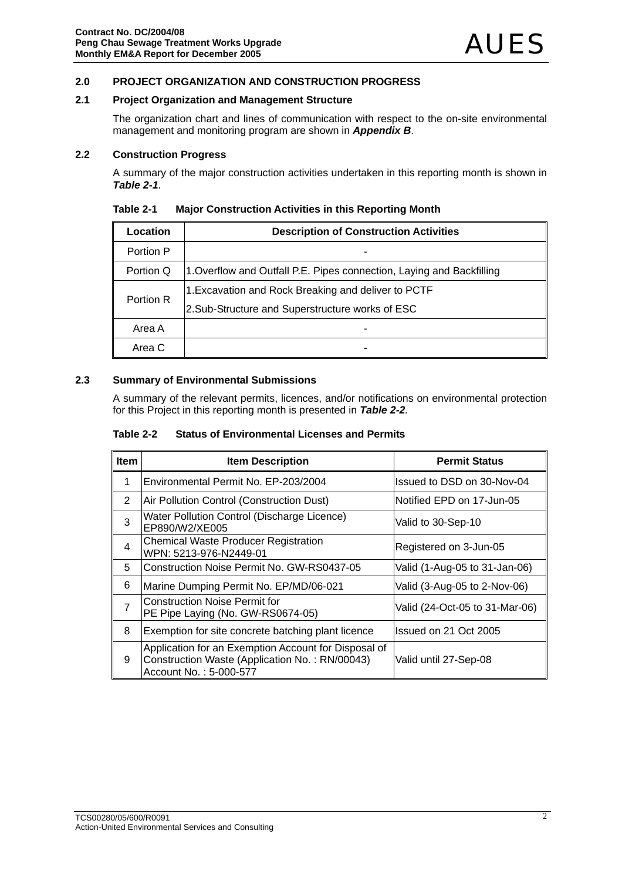## 2.0 PROJECT ORGANIZATION AND CONSTRUCTION PROGRESS

### 2.1 Project Organization and Management Structure

The organization chart and lines of communication with respect to the on-site environmental management and monitoring program are shown in ***Appendix B***.

### 2.2 Construction Progress

A summary of the major construction activities undertaken in this reporting month is shown in ***Table 2-1***.

**Table 2-1 Major Construction Activities in this Reporting Month**

| Location | Description of Construction Activities |
|---|---|
| Portion P | - |
| Portion Q | 1.Overflow and Outfall P.E. Pipes connection, Laying and Backfilling |
| Portion R | 1.Excavation and Rock Breaking and deliver to PCTF<br>2.Sub-Structure and Superstructure works of ESC |
| Area A | - |
| Area C | - |

### 2.3 Summary of Environmental Submissions

A summary of the relevant permits, licences, and/or notifications on environmental protection for this Project in this reporting month is presented in ***Table 2-2***.

**Table 2-2 Status of Environmental Licenses and Permits**

| Item | Item Description | Permit Status |
|---|---|---|
| 1 | Environmental Permit No. EP-203/2004 | Issued to DSD on 30-Nov-04 |
| 2 | Air Pollution Control (Construction Dust) | Notified EPD on 17-Jun-05 |
| 3 | Water Pollution Control (Discharge Licence) EP890/W2/XE005 | Valid to 30-Sep-10 |
| 4 | Chemical Waste Producer Registration WPN: 5213-976-N2449-01 | Registered on 3-Jun-05 |
| 5 | Construction Noise Permit No. GW-RS0437-05 | Valid (1-Aug-05 to 31-Jan-06) |
| 6 | Marine Dumping Permit No. EP/MD/06-021 | Valid (3-Aug-05 to 2-Nov-06) |
| 7 | Construction Noise Permit for PE Pipe Laying (No. GW-RS0674-05) | Valid (24-Oct-05 to 31-Mar-06) |
| 8 | Exemption for site concrete batching plant licence | Issued on 21 Oct 2005 |
| 9 | Application for an Exemption Account for Disposal of Construction Waste (Application No. : RN/00043) Account No. : 5-000-577 | Valid until 27-Sep-08 |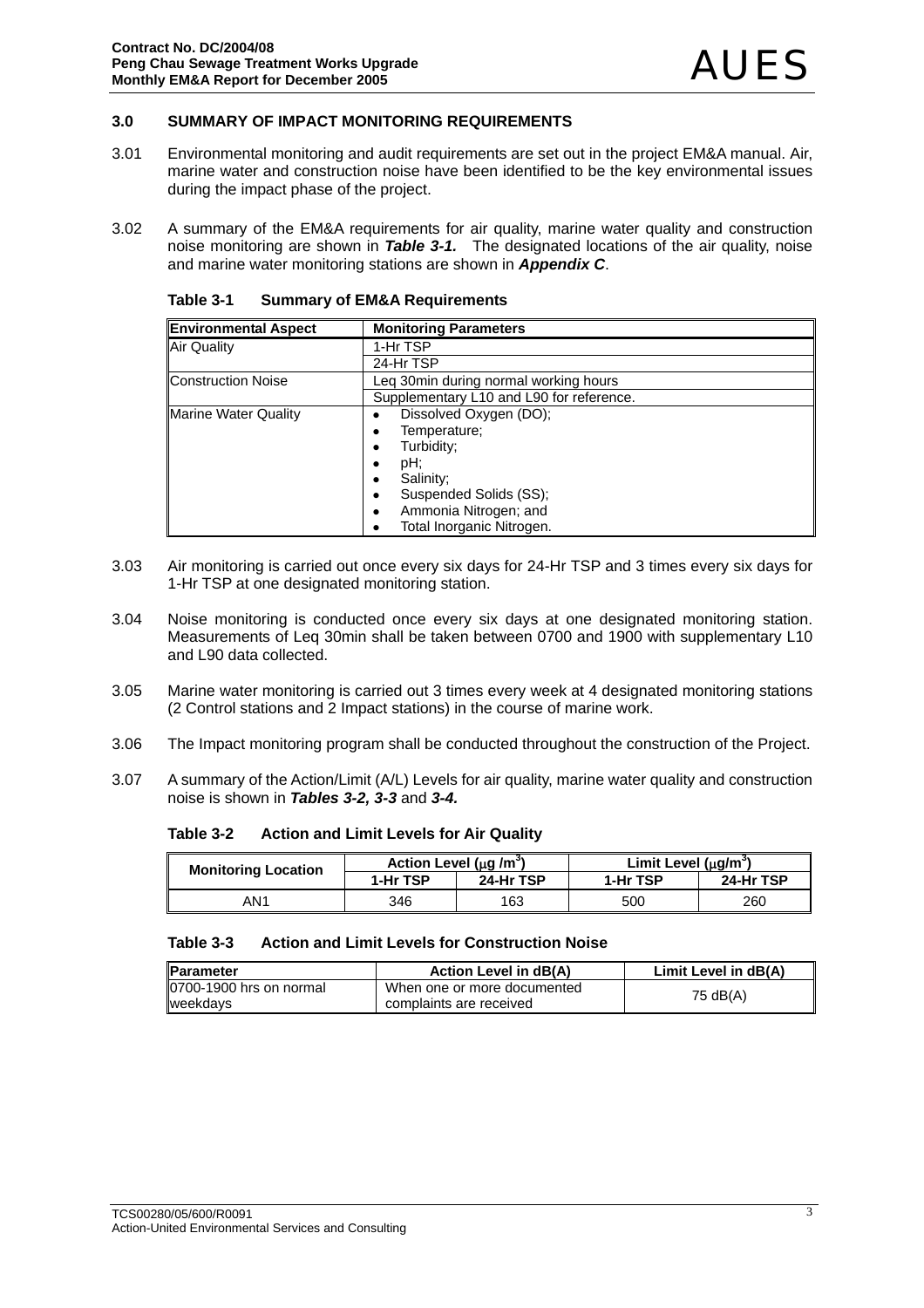## 3.0 SUMMARY OF IMPACT MONITORING REQUIREMENTS

3.01 Environmental monitoring and audit requirements are set out in the project EM&A manual. Air, marine water and construction noise have been identified to be the key environmental issues during the impact phase of the project.

3.02 A summary of the EM&A requirements for air quality, marine water quality and construction noise monitoring are shown in ***Table 3-1.*** The designated locations of the air quality, noise and marine water monitoring stations are shown in ***Appendix C***.

**Table 3-1 Summary of EM&A Requirements**

| Environmental Aspect | Monitoring Parameters |
|---|---|
| Air Quality | 1-Hr TSP |
| | 24-Hr TSP |
| Construction Noise | Leq 30min during normal working hours |
| | Supplementary L10 and L90 for reference. |
| Marine Water Quality | • Dissolved Oxygen (DO);<br>• Temperature;<br>• Turbidity;<br>• pH;<br>• Salinity;<br>• Suspended Solids (SS);<br>• Ammonia Nitrogen; and<br>• Total Inorganic Nitrogen. |

3.03 Air monitoring is carried out once every six days for 24-Hr TSP and 3 times every six days for 1-Hr TSP at one designated monitoring station.

3.04 Noise monitoring is conducted once every six days at one designated monitoring station. Measurements of Leq 30min shall be taken between 0700 and 1900 with supplementary L10 and L90 data collected.

3.05 Marine water monitoring is carried out 3 times every week at 4 designated monitoring stations (2 Control stations and 2 Impact stations) in the course of marine work.

3.06 The Impact monitoring program shall be conducted throughout the construction of the Project.

3.07 A summary of the Action/Limit (A/L) Levels for air quality, marine water quality and construction noise is shown in ***Tables 3-2, 3-3*** and ***3-4.***

**Table 3-2 Action and Limit Levels for Air Quality**

| Monitoring Location | Action Level ($\mu g/m^3$) | | Limit Level ($\mu g/m^3$) | |
|---|---|---|---|---|
| | 1-Hr TSP | 24-Hr TSP | 1-Hr TSP | 24-Hr TSP |
| AN1 | 346 | 163 | 500 | 260 |

**Table 3-3 Action and Limit Levels for Construction Noise**

| Parameter | Action Level in dB(A) | Limit Level in dB(A) |
|---|---|---|
| 0700-1900 hrs on normal weekdays | When one or more documented complaints are received | 75 dB(A) |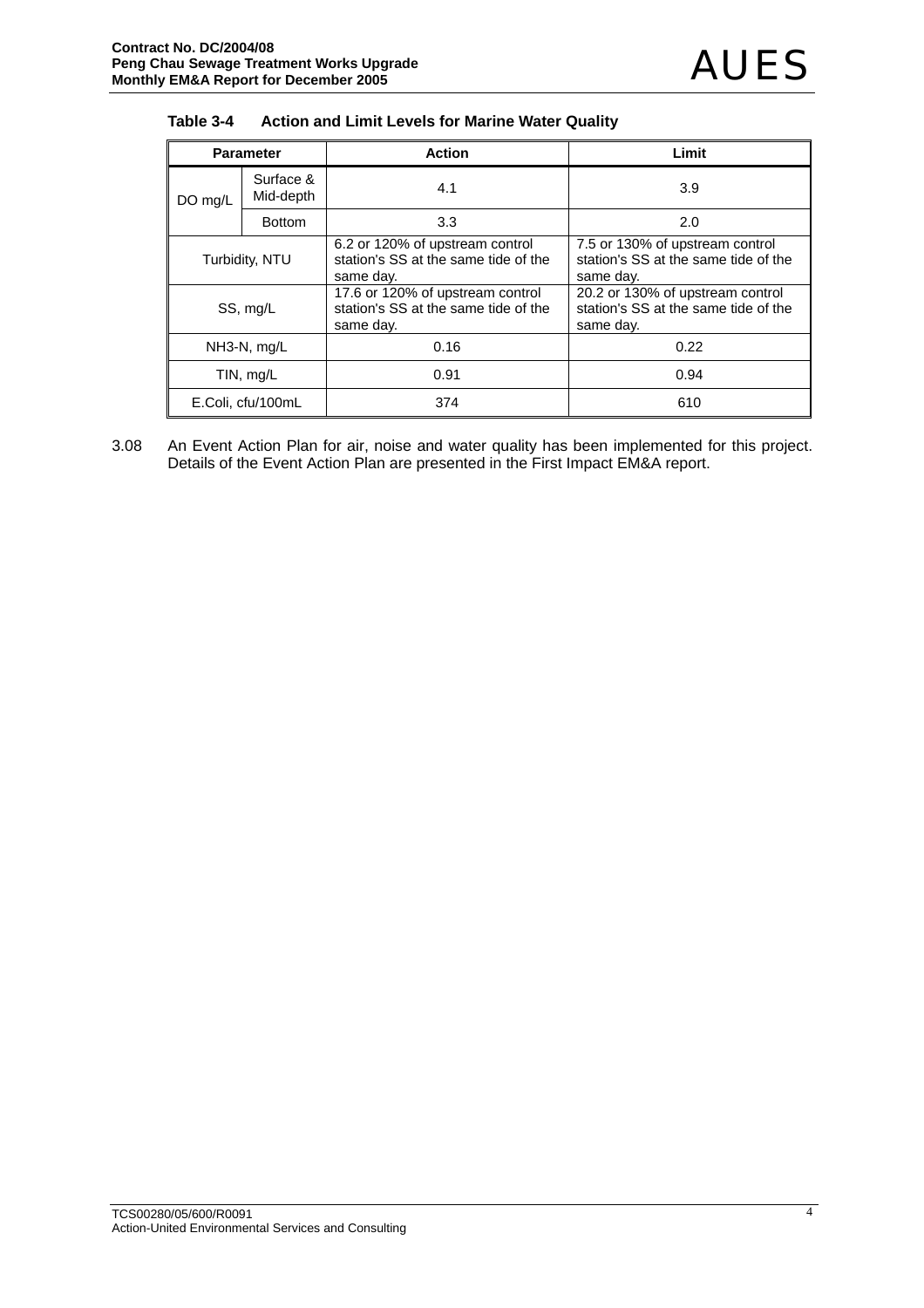**Table 3-4 Action and Limit Levels for Marine Water Quality**

| Parameter | | Action | Limit |
|---|---|---|---|
| DO mg/L | Surface & Mid-depth | 4.1 | 3.9 |
| | Bottom | 3.3 | 2.0 |
| Turbidity, NTU | | 6.2 or 120% of upstream control station's SS at the same tide of the same day. | 7.5 or 130% of upstream control station's SS at the same tide of the same day. |
| SS, mg/L | | 17.6 or 120% of upstream control station's SS at the same tide of the same day. | 20.2 or 130% of upstream control station's SS at the same tide of the same day. |
| NH3-N, mg/L | | 0.16 | 0.22 |
| TIN, mg/L | | 0.91 | 0.94 |
| E.Coli, cfu/100mL | | 374 | 610 |

3.08 An Event Action Plan for air, noise and water quality has been implemented for this project. Details of the Event Action Plan are presented in the First Impact EM&A report.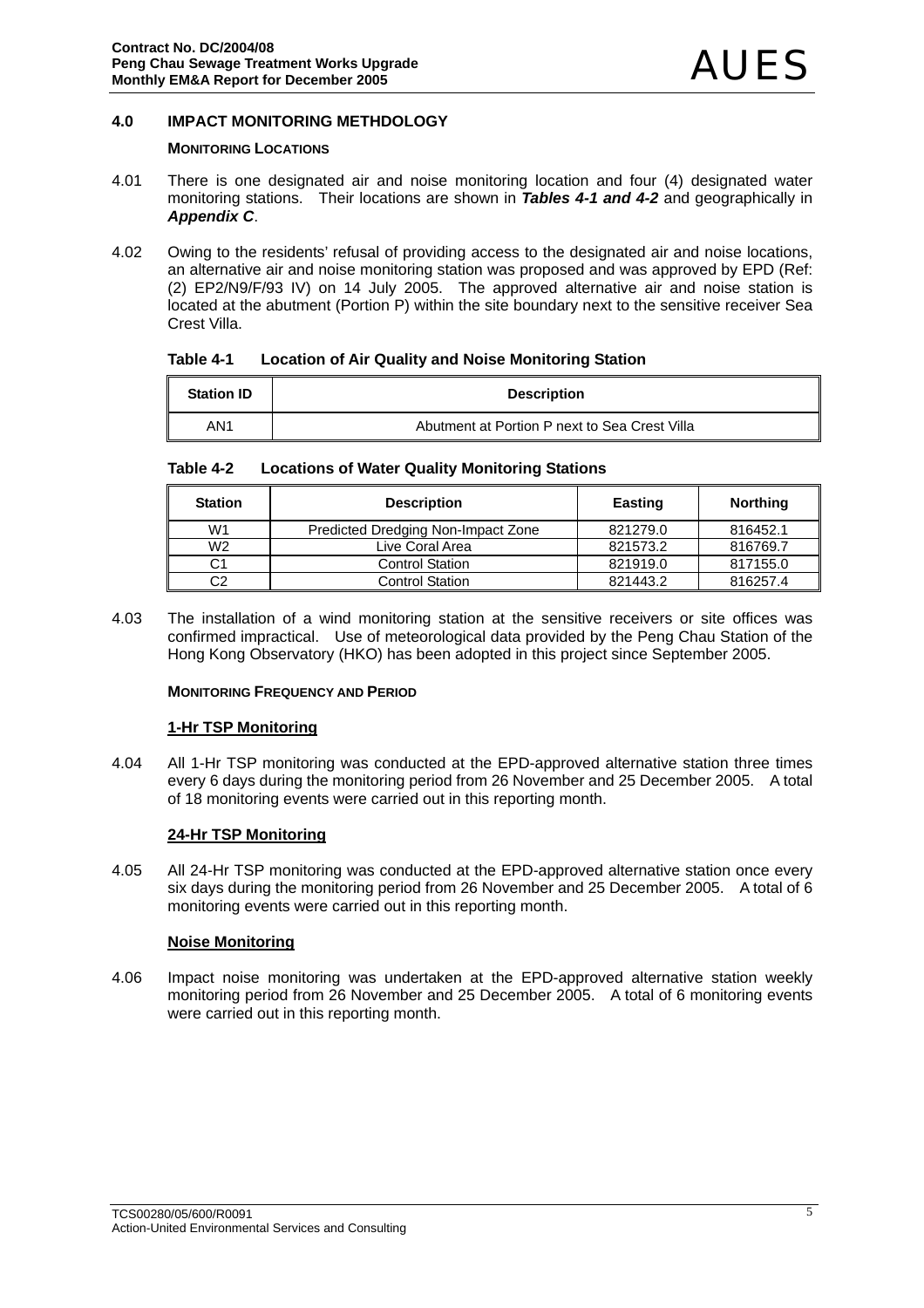## 4.0 IMPACT MONITORING METHDOLOGY

### MONITORING LOCATIONS

4.01 There is one designated air and noise monitoring location and four (4) designated water monitoring stations. Their locations are shown in ***Tables 4-1 and 4-2*** and geographically in ***Appendix C***.

4.02 Owing to the residents' refusal of providing access to the designated air and noise locations, an alternative air and noise monitoring station was proposed and was approved by EPD (Ref: (2) EP2/N9/F/93 IV) on 14 July 2005. The approved alternative air and noise station is located at the abutment (Portion P) within the site boundary next to the sensitive receiver Sea Crest Villa.

**Table 4-1 Location of Air Quality and Noise Monitoring Station**

| Station ID | Description |
|---|---|
| AN1 | Abutment at Portion P next to Sea Crest Villa |

**Table 4-2 Locations of Water Quality Monitoring Stations**

| Station | Description | Easting | Northing |
|---|---|---|---|
| W1 | Predicted Dredging Non-Impact Zone | 821279.0 | 816452.1 |
| W2 | Live Coral Area | 821573.2 | 816769.7 |
| C1 | Control Station | 821919.0 | 817155.0 |
| C2 | Control Station | 821443.2 | 816257.4 |

4.03 The installation of a wind monitoring station at the sensitive receivers or site offices was confirmed impractical. Use of meteorological data provided by the Peng Chau Station of the Hong Kong Observatory (HKO) has been adopted in this project since September 2005.

### MONITORING FREQUENCY AND PERIOD

**1-Hr TSP Monitoring**

4.04 All 1-Hr TSP monitoring was conducted at the EPD-approved alternative station three times every 6 days during the monitoring period from 26 November and 25 December 2005. A total of 18 monitoring events were carried out in this reporting month.

**24-Hr TSP Monitoring**

4.05 All 24-Hr TSP monitoring was conducted at the EPD-approved alternative station once every six days during the monitoring period from 26 November and 25 December 2005. A total of 6 monitoring events were carried out in this reporting month.

**Noise Monitoring**

4.06 Impact noise monitoring was undertaken at the EPD-approved alternative station weekly monitoring period from 26 November and 25 December 2005. A total of 6 monitoring events were carried out in this reporting month.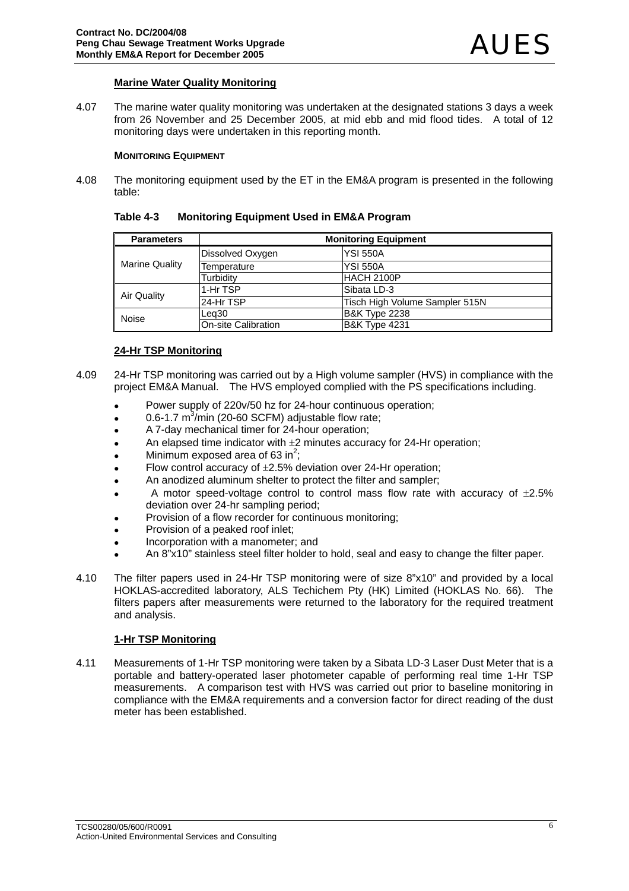### Marine Water Quality Monitoring

4.07 The marine water quality monitoring was undertaken at the designated stations 3 days a week from 26 November and 25 December 2005, at mid ebb and mid flood tides. A total of 12 monitoring days were undertaken in this reporting month.

**MONITORING EQUIPMENT**

4.08 The monitoring equipment used by the ET in the EM&A program is presented in the following table:

**Table 4-3 Monitoring Equipment Used in EM&A Program**

| Parameters | Monitoring Equipment | |
|---|---|---|
| Marine Quality | Dissolved Oxygen | YSI 550A |
| | Temperature | YSI 550A |
| | Turbidity | HACH 2100P |
| Air Quality | 1-Hr TSP | Sibata LD-3 |
| | 24-Hr TSP | Tisch High Volume Sampler 515N |
| Noise | Leq30 | B&K Type 2238 |
| | On-site Calibration | B&K Type 4231 |

### 24-Hr TSP Monitoring

4.09 24-Hr TSP monitoring was carried out by a High volume sampler (HVS) in compliance with the project EM&A Manual. The HVS employed complied with the PS specifications including.

- Power supply of 220v/50 hz for 24-hour continuous operation;
- 0.6-1.7 $m^3$/min (20-60 SCFM) adjustable flow rate;
- A 7-day mechanical timer for 24-hour operation;
- An elapsed time indicator with ±2 minutes accuracy for 24-Hr operation;
- Minimum exposed area of 63 $in^2$;
- Flow control accuracy of ±2.5% deviation over 24-Hr operation;
- An anodized aluminum shelter to protect the filter and sampler;
- A motor speed-voltage control to control mass flow rate with accuracy of ±2.5% deviation over 24-hr sampling period;
- Provision of a flow recorder for continuous monitoring;
- Provision of a peaked roof inlet;
- Incorporation with a manometer; and
- An 8"x10" stainless steel filter holder to hold, seal and easy to change the filter paper.

4.10 The filter papers used in 24-Hr TSP monitoring were of size 8"x10" and provided by a local HOKLAS-accredited laboratory, ALS Techichem Pty (HK) Limited (HOKLAS No. 66). The filters papers after measurements were returned to the laboratory for the required treatment and analysis.

### 1-Hr TSP Monitoring

4.11 Measurements of 1-Hr TSP monitoring were taken by a Sibata LD-3 Laser Dust Meter that is a portable and battery-operated laser photometer capable of performing real time 1-Hr TSP measurements. A comparison test with HVS was carried out prior to baseline monitoring in compliance with the EM&A requirements and a conversion factor for direct reading of the dust meter has been established.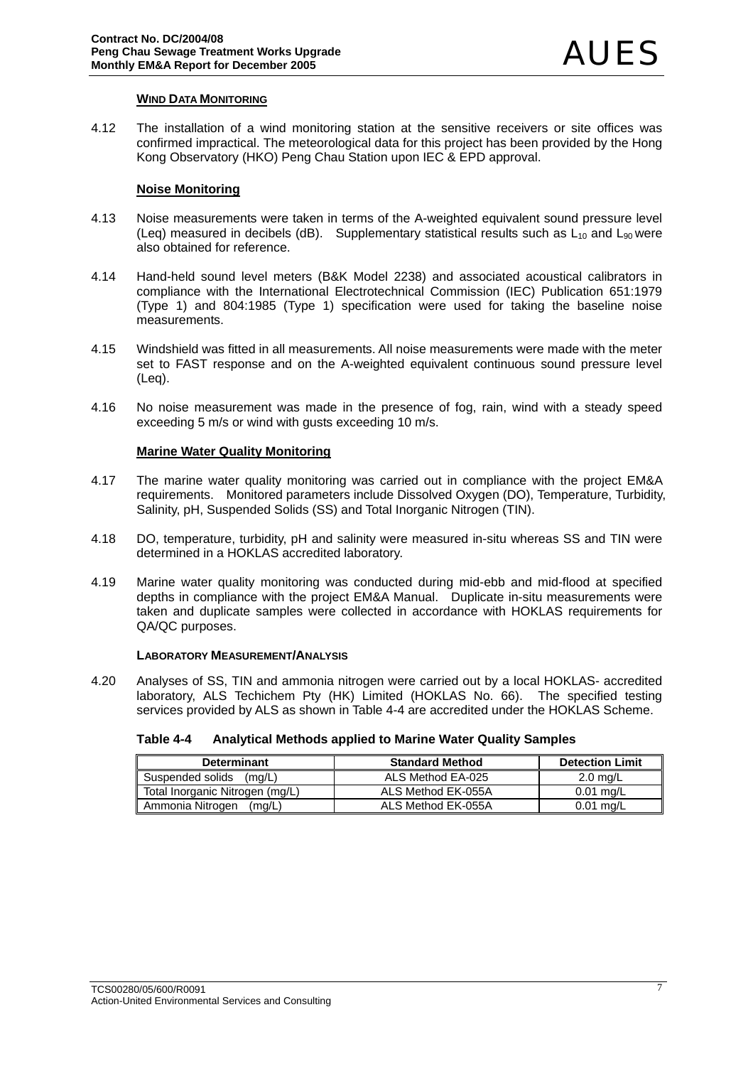**WIND DATA MONITORING**

4.12 The installation of a wind monitoring station at the sensitive receivers or site offices was confirmed impractical. The meteorological data for this project has been provided by the Hong Kong Observatory (HKO) Peng Chau Station upon IEC & EPD approval.

**Noise Monitoring**

4.13 Noise measurements were taken in terms of the A-weighted equivalent sound pressure level (Leq) measured in decibels (dB). Supplementary statistical results such as $L_{10}$ and $L_{90}$ were also obtained for reference.

4.14 Hand-held sound level meters (B&K Model 2238) and associated acoustical calibrators in compliance with the International Electrotechnical Commission (IEC) Publication 651:1979 (Type 1) and 804:1985 (Type 1) specification were used for taking the baseline noise measurements.

4.15 Windshield was fitted in all measurements. All noise measurements were made with the meter set to FAST response and on the A-weighted equivalent continuous sound pressure level (Leq).

4.16 No noise measurement was made in the presence of fog, rain, wind with a steady speed exceeding 5 m/s or wind with gusts exceeding 10 m/s.

**Marine Water Quality Monitoring**

4.17 The marine water quality monitoring was carried out in compliance with the project EM&A requirements. Monitored parameters include Dissolved Oxygen (DO), Temperature, Turbidity, Salinity, pH, Suspended Solids (SS) and Total Inorganic Nitrogen (TIN).

4.18 DO, temperature, turbidity, pH and salinity were measured in-situ whereas SS and TIN were determined in a HOKLAS accredited laboratory.

4.19 Marine water quality monitoring was conducted during mid-ebb and mid-flood at specified depths in compliance with the project EM&A Manual. Duplicate in-situ measurements were taken and duplicate samples were collected in accordance with HOKLAS requirements for QA/QC purposes.

**LABORATORY MEASUREMENT/ANALYSIS**

4.20 Analyses of SS, TIN and ammonia nitrogen were carried out by a local HOKLAS- accredited laboratory, ALS Techichem Pty (HK) Limited (HOKLAS No. 66). The specified testing services provided by ALS as shown in Table 4-4 are accredited under the HOKLAS Scheme.

**Table 4-4 Analytical Methods applied to Marine Water Quality Samples**

| Determinant | Standard Method | Detection Limit |
|---|---|---|
| Suspended solids (mg/L) | ALS Method EA-025 | 2.0 mg/L |
| Total Inorganic Nitrogen (mg/L) | ALS Method EK-055A | 0.01 mg/L |
| Ammonia Nitrogen (mg/L) | ALS Method EK-055A | 0.01 mg/L |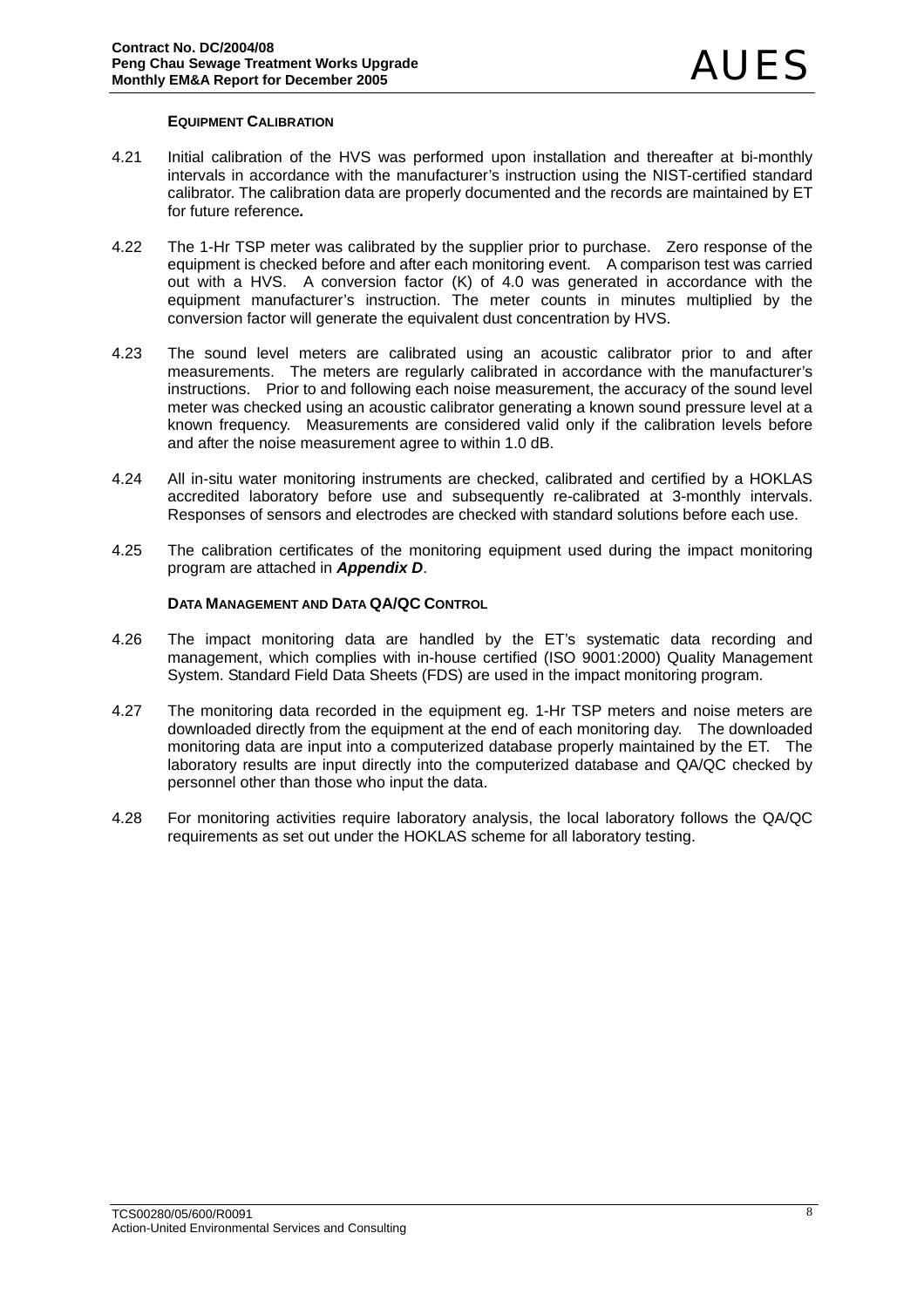### EQUIPMENT CALIBRATION

4.21 Initial calibration of the HVS was performed upon installation and thereafter at bi-monthly intervals in accordance with the manufacturer's instruction using the NIST-certified standard calibrator. The calibration data are properly documented and the records are maintained by ET for future reference*.*

4.22 The 1-Hr TSP meter was calibrated by the supplier prior to purchase. Zero response of the equipment is checked before and after each monitoring event. A comparison test was carried out with a HVS. A conversion factor (K) of 4.0 was generated in accordance with the equipment manufacturer's instruction. The meter counts in minutes multiplied by the conversion factor will generate the equivalent dust concentration by HVS.

4.23 The sound level meters are calibrated using an acoustic calibrator prior to and after measurements. The meters are regularly calibrated in accordance with the manufacturer's instructions. Prior to and following each noise measurement, the accuracy of the sound level meter was checked using an acoustic calibrator generating a known sound pressure level at a known frequency. Measurements are considered valid only if the calibration levels before and after the noise measurement agree to within 1.0 dB.

4.24 All in-situ water monitoring instruments are checked, calibrated and certified by a HOKLAS accredited laboratory before use and subsequently re-calibrated at 3-monthly intervals. Responses of sensors and electrodes are checked with standard solutions before each use.

4.25 The calibration certificates of the monitoring equipment used during the impact monitoring program are attached in ***Appendix D***.

### DATA MANAGEMENT AND DATA QA/QC CONTROL

4.26 The impact monitoring data are handled by the ET's systematic data recording and management, which complies with in-house certified (ISO 9001:2000) Quality Management System. Standard Field Data Sheets (FDS) are used in the impact monitoring program.

4.27 The monitoring data recorded in the equipment eg. 1-Hr TSP meters and noise meters are downloaded directly from the equipment at the end of each monitoring day. The downloaded monitoring data are input into a computerized database properly maintained by the ET. The laboratory results are input directly into the computerized database and QA/QC checked by personnel other than those who input the data.

4.28 For monitoring activities require laboratory analysis, the local laboratory follows the QA/QC requirements as set out under the HOKLAS scheme for all laboratory testing.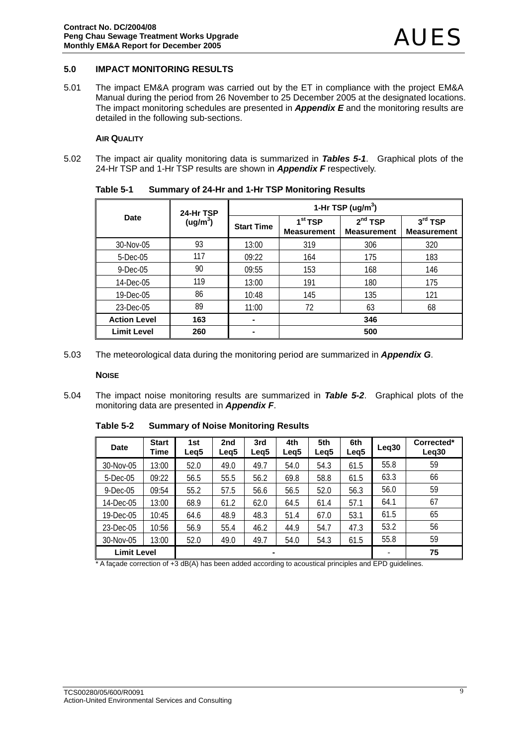## 5.0 IMPACT MONITORING RESULTS

5.01 The impact EM&A program was carried out by the ET in compliance with the project EM&A Manual during the period from 26 November to 25 December 2005 at the designated locations. The impact monitoring schedules are presented in ***Appendix E*** and the monitoring results are detailed in the following sub-sections.

### AIR QUALITY

5.02 The impact air quality monitoring data is summarized in ***Tables 5-1***. Graphical plots of the 24-Hr TSP and 1-Hr TSP results are shown in ***Appendix F*** respectively.

**Table 5-1 Summary of 24-Hr and 1-Hr TSP Monitoring Results**

| Date | 24-Hr TSP (ug/m$^3$) | 1-Hr TSP (ug/m$^3$) | | | |
|---|---|---|---|---|---|
| | | Start Time | 1$^{st}$ TSP Measurement | 2$^{nd}$ TSP Measurement | 3$^{rd}$ TSP Measurement |
| 30-Nov-05 | 93 | 13:00 | 319 | 306 | 320 |
| 5-Dec-05 | 117 | 09:22 | 164 | 175 | 183 |
| 9-Dec-05 | 90 | 09:55 | 153 | 168 | 146 |
| 14-Dec-05 | 119 | 13:00 | 191 | 180 | 175 |
| 19-Dec-05 | 86 | 10:48 | 145 | 135 | 121 |
| 23-Dec-05 | 89 | 11:00 | 72 | 63 | 68 |
| **Action Level** | **163** | **-** | **346** | | |
| **Limit Level** | **260** | **-** | **500** | | |

5.03 The meteorological data during the monitoring period are summarized in ***Appendix G***.

### NOISE

5.04 The impact noise monitoring results are summarized in ***Table 5-2***. Graphical plots of the monitoring data are presented in ***Appendix F***.

**Table 5-2 Summary of Noise Monitoring Results**

| Date | Start Time | 1st Leq5 | 2nd Leq5 | 3rd Leq5 | 4th Leq5 | 5th Leq5 | 6th Leq5 | Leq30 | Corrected* Leq30 |
|---|---|---|---|---|---|---|---|---|---|
| 30-Nov-05 | 13:00 | 52.0 | 49.0 | 49.7 | 54.0 | 54.3 | 61.5 | 55.8 | 59 |
| 5-Dec-05 | 09:22 | 56.5 | 55.5 | 56.2 | 69.8 | 58.8 | 61.5 | 63.3 | 66 |
| 9-Dec-05 | 09:54 | 55.2 | 57.5 | 56.6 | 56.5 | 52.0 | 56.3 | 56.0 | 59 |
| 14-Dec-05 | 13:00 | 68.9 | 61.2 | 62.0 | 64.5 | 61.4 | 57.1 | 64.1 | 67 |
| 19-Dec-05 | 10:45 | 64.6 | 48.9 | 48.3 | 51.4 | 67.0 | 53.1 | 61.5 | 65 |
| 23-Dec-05 | 10:56 | 56.9 | 55.4 | 46.2 | 44.9 | 54.7 | 47.3 | 53.2 | 56 |
| 30-Nov-05 | 13:00 | 52.0 | 49.0 | 49.7 | 54.0 | 54.3 | 61.5 | 55.8 | 59 |
| **Limit Level** | | - | | | | | | - | **75** |

\* A façade correction of +3 dB(A) has been added according to acoustical principles and EPD guidelines.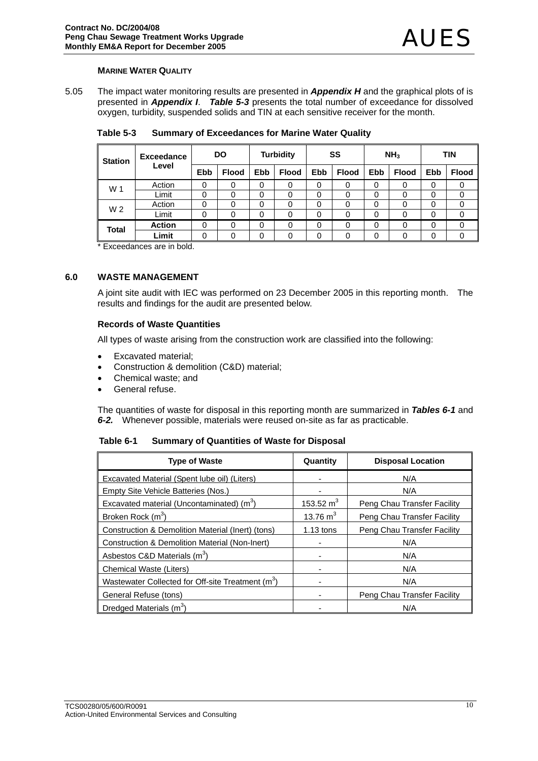**MARINE WATER QUALITY**

5.05 The impact water monitoring results are presented in ***Appendix H*** and the graphical plots of is presented in ***Appendix I***. ***Table 5-3*** presents the total number of exceedance for dissolved oxygen, turbidity, suspended solids and TIN at each sensitive receiver for the month.

**Table 5-3 Summary of Exceedances for Marine Water Quality**

| Station | Exceedance Level | DO | | Turbidity | | SS | | $NH_3$ | | TIN | |
|---|---|---|---|---|---|---|---|---|---|---|---|
| | | Ebb | Flood | Ebb | Flood | Ebb | Flood | Ebb | Flood | Ebb | Flood |
| W 1 | Action | 0 | 0 | 0 | 0 | 0 | 0 | 0 | 0 | 0 | 0 |
| | Limit | 0 | 0 | 0 | 0 | 0 | 0 | 0 | 0 | 0 | 0 |
| W 2 | Action | 0 | 0 | 0 | 0 | 0 | 0 | 0 | 0 | 0 | 0 |
| | Limit | 0 | 0 | 0 | 0 | 0 | 0 | 0 | 0 | 0 | 0 |
| **Total** | **Action** | 0 | 0 | 0 | 0 | 0 | 0 | 0 | 0 | 0 | 0 |
| | **Limit** | 0 | 0 | 0 | 0 | 0 | 0 | 0 | 0 | 0 | 0 |

* Exceedances are in bold.

## 6.0 WASTE MANAGEMENT

A joint site audit with IEC was performed on 23 December 2005 in this reporting month. The results and findings for the audit are presented below.

**Records of Waste Quantities**

All types of waste arising from the construction work are classified into the following:

- Excavated material;
- Construction & demolition (C&D) material;
- Chemical waste; and
- General refuse.

The quantities of waste for disposal in this reporting month are summarized in ***Tables 6-1*** and ***6-2.*** Whenever possible, materials were reused on-site as far as practicable.

**Table 6-1 Summary of Quantities of Waste for Disposal**

| Type of Waste | Quantity | Disposal Location |
|---|---|---|
| Excavated Material (Spent lube oil) (Liters) | - | N/A |
| Empty Site Vehicle Batteries (Nos.) | - | N/A |
| Excavated material (Uncontaminated) ($m^3$) | 153.52 $m^3$ | Peng Chau Transfer Facility |
| Broken Rock ($m^3$) | 13.76 $m^3$ | Peng Chau Transfer Facility |
| Construction & Demolition Material (Inert) (tons) | 1.13 tons | Peng Chau Transfer Facility |
| Construction & Demolition Material (Non-Inert) | - | N/A |
| Asbestos C&D Materials ($m^3$) | - | N/A |
| Chemical Waste (Liters) | - | N/A |
| Wastewater Collected for Off-site Treatment ($m^3$) | - | N/A |
| General Refuse (tons) | - | Peng Chau Transfer Facility |
| Dredged Materials ($m^3$) | - | N/A |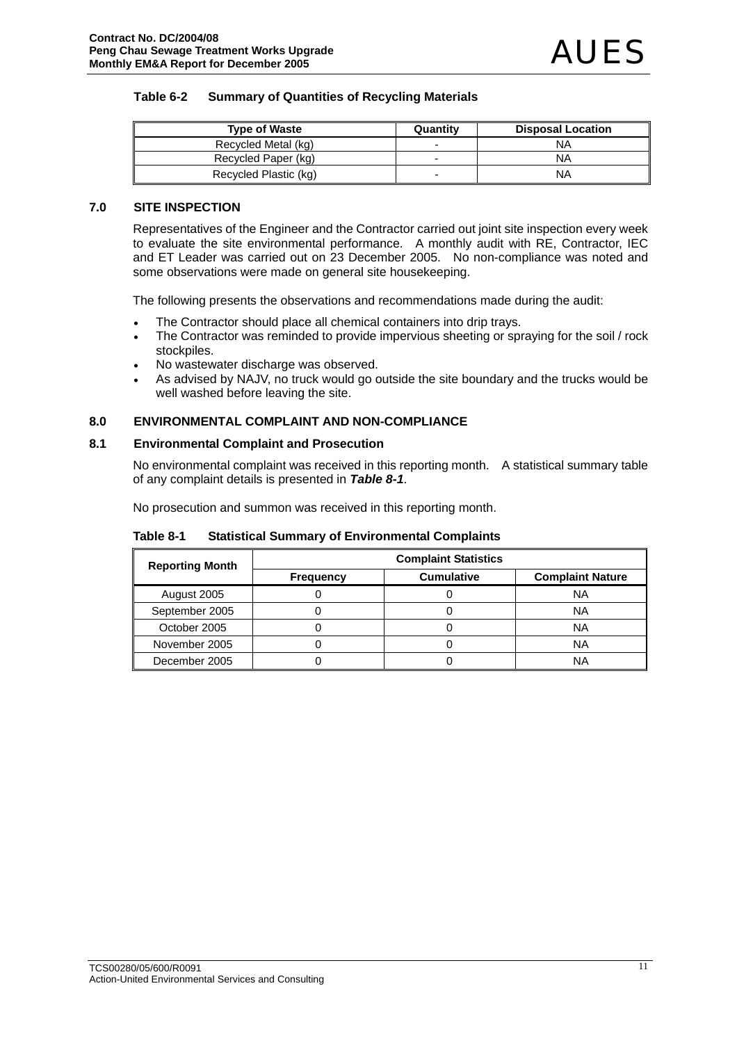**Table 6-2 Summary of Quantities of Recycling Materials**

| Type of Waste | Quantity | Disposal Location |
|---|---|---|
| Recycled Metal (kg) | - | NA |
| Recycled Paper (kg) | - | NA |
| Recycled Plastic (kg) | - | NA |

## 7.0 SITE INSPECTION

Representatives of the Engineer and the Contractor carried out joint site inspection every week to evaluate the site environmental performance. A monthly audit with RE, Contractor, IEC and ET Leader was carried out on 23 December 2005. No non-compliance was noted and some observations were made on general site housekeeping.

The following presents the observations and recommendations made during the audit:

- The Contractor should place all chemical containers into drip trays.
- The Contractor was reminded to provide impervious sheeting or spraying for the soil / rock stockpiles.
- No wastewater discharge was observed.
- As advised by NAJV, no truck would go outside the site boundary and the trucks would be well washed before leaving the site.

## 8.0 ENVIRONMENTAL COMPLAINT AND NON-COMPLIANCE

### 8.1 Environmental Complaint and Prosecution

No environmental complaint was received in this reporting month. A statistical summary table of any complaint details is presented in ***Table 8-1***.

No prosecution and summon was received in this reporting month.

**Table 8-1 Statistical Summary of Environmental Complaints**

| Reporting Month | Complaint Statistics | | |
|---|---|---|---|
| | Frequency | Cumulative | Complaint Nature |
| August 2005 | 0 | 0 | NA |
| September 2005 | 0 | 0 | NA |
| October 2005 | 0 | 0 | NA |
| November 2005 | 0 | 0 | NA |
| December 2005 | 0 | 0 | NA |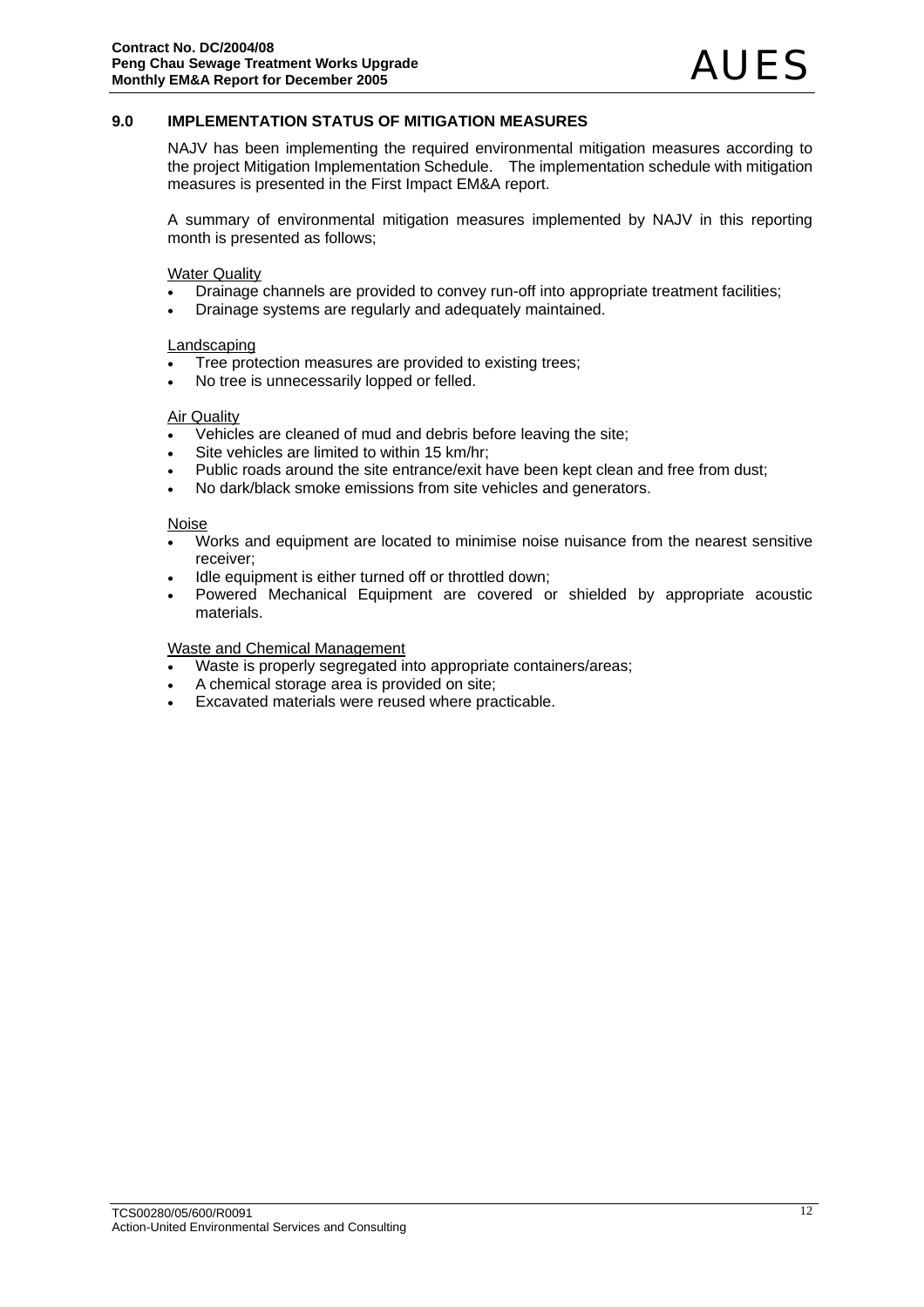## 9.0 IMPLEMENTATION STATUS OF MITIGATION MEASURES

NAJV has been implementing the required environmental mitigation measures according to the project Mitigation Implementation Schedule. The implementation schedule with mitigation measures is presented in the First Impact EM&A report.

A summary of environmental mitigation measures implemented by NAJV in this reporting month is presented as follows;

<u>Water Quality</u>

- Drainage channels are provided to convey run-off into appropriate treatment facilities;
- Drainage systems are regularly and adequately maintained.

<u>Landscaping</u>

- Tree protection measures are provided to existing trees;
- No tree is unnecessarily lopped or felled.

<u>Air Quality</u>

- Vehicles are cleaned of mud and debris before leaving the site;
- Site vehicles are limited to within 15 km/hr;
- Public roads around the site entrance/exit have been kept clean and free from dust;
- No dark/black smoke emissions from site vehicles and generators.

<u>Noise</u>

- Works and equipment are located to minimise noise nuisance from the nearest sensitive receiver;
- Idle equipment is either turned off or throttled down;
- Powered Mechanical Equipment are covered or shielded by appropriate acoustic materials.

<u>Waste and Chemical Management</u>

- Waste is properly segregated into appropriate containers/areas;
- A chemical storage area is provided on site;
- Excavated materials were reused where practicable.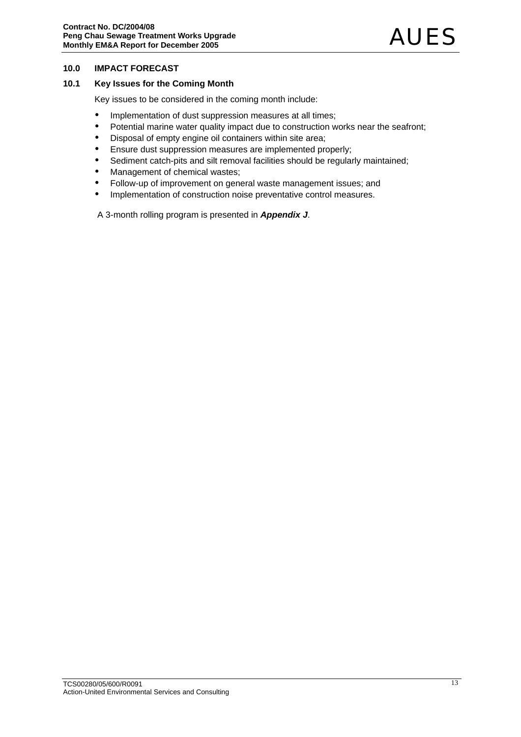## 10.0 IMPACT FORECAST

### 10.1 Key Issues for the Coming Month

Key issues to be considered in the coming month include:

- Implementation of dust suppression measures at all times;
- Potential marine water quality impact due to construction works near the seafront;
- Disposal of empty engine oil containers within site area;
- Ensure dust suppression measures are implemented properly;
- Sediment catch-pits and silt removal facilities should be regularly maintained;
- Management of chemical wastes;
- Follow-up of improvement on general waste management issues; and
- Implementation of construction noise preventative control measures.

A 3-month rolling program is presented in ***Appendix J***.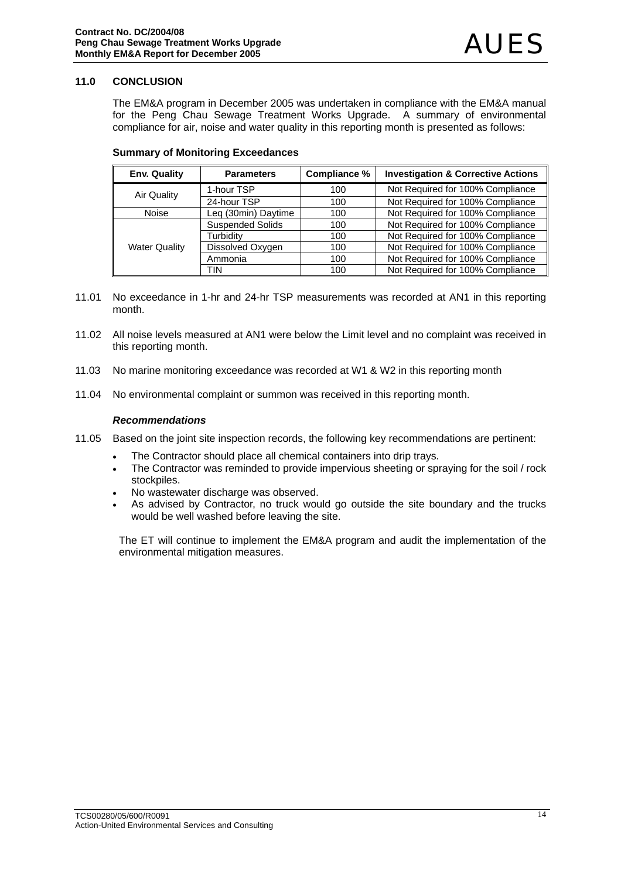## 11.0 CONCLUSION

The EM&A program in December 2005 was undertaken in compliance with the EM&A manual for the Peng Chau Sewage Treatment Works Upgrade. A summary of environmental compliance for air, noise and water quality in this reporting month is presented as follows:

**Summary of Monitoring Exceedances**

| Env. Quality | Parameters | Compliance % | Investigation & Corrective Actions |
|---|---|---|---|
| Air Quality | 1-hour TSP | 100 | Not Required for 100% Compliance |
| | 24-hour TSP | 100 | Not Required for 100% Compliance |
| Noise | Leq (30min) Daytime | 100 | Not Required for 100% Compliance |
| Water Quality | Suspended Solids | 100 | Not Required for 100% Compliance |
| | Turbidity | 100 | Not Required for 100% Compliance |
| | Dissolved Oxygen | 100 | Not Required for 100% Compliance |
| | Ammonia | 100 | Not Required for 100% Compliance |
| | TIN | 100 | Not Required for 100% Compliance |

11.01 No exceedance in 1-hr and 24-hr TSP measurements was recorded at AN1 in this reporting month.

11.02 All noise levels measured at AN1 were below the Limit level and no complaint was received in this reporting month.

11.03 No marine monitoring exceedance was recorded at W1 & W2 in this reporting month

11.04 No environmental complaint or summon was received in this reporting month.

***Recommendations***

11.05 Based on the joint site inspection records, the following key recommendations are pertinent:

- The Contractor should place all chemical containers into drip trays.
- The Contractor was reminded to provide impervious sheeting or spraying for the soil / rock stockpiles.
- No wastewater discharge was observed.
- As advised by Contractor, no truck would go outside the site boundary and the trucks would be well washed before leaving the site.

The ET will continue to implement the EM&A program and audit the implementation of the environmental mitigation measures.